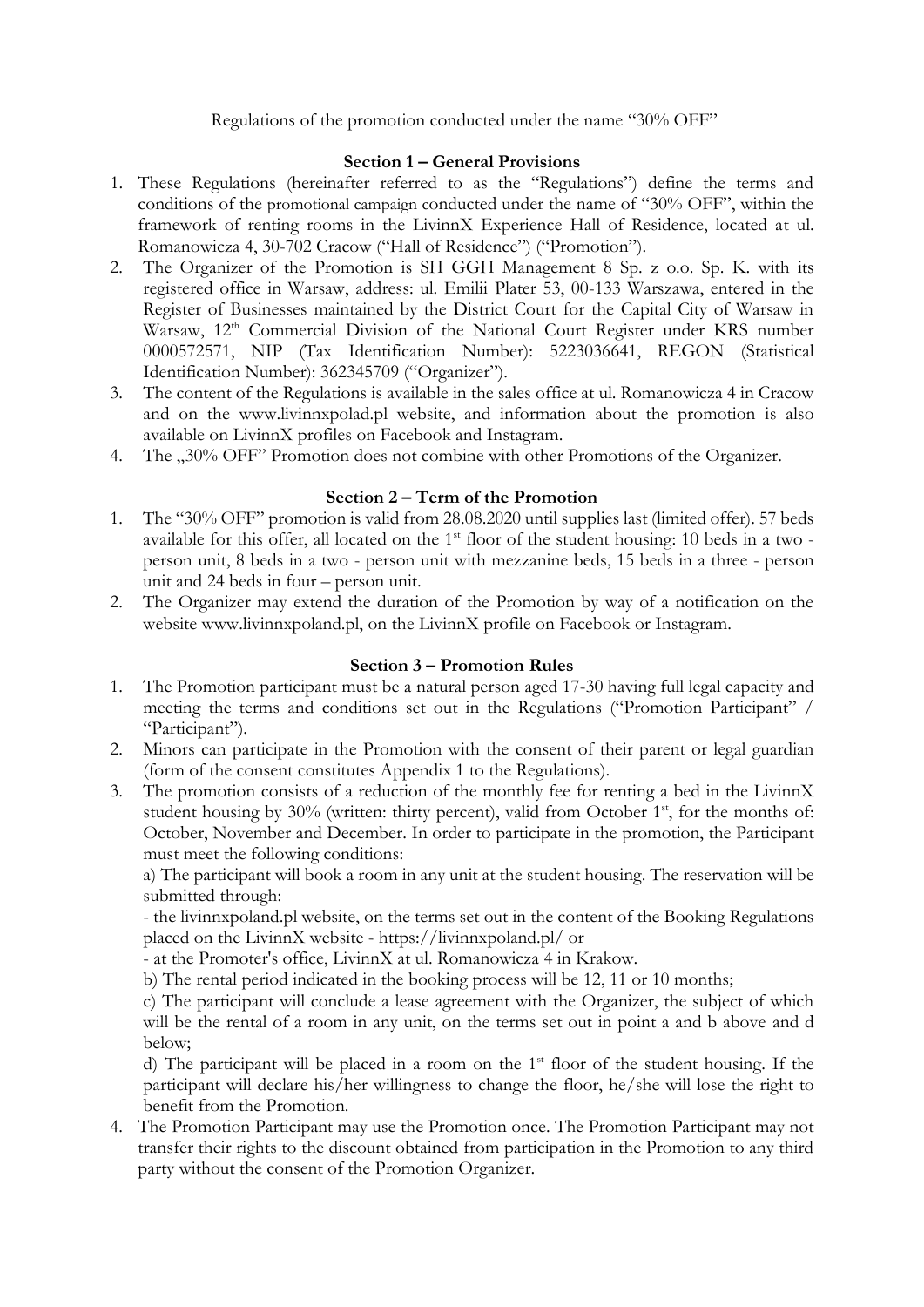Regulations of the promotion conducted under the name "30% OFF"

## Section 1 – General Provisions

1. These Regulations (hereinafter referred to as the "Regulations") define the terms and conditions of the promotional campaign conducted under the name of "30% OFF", within the framework of renting rooms in the LivinnX Experience Hall of Residence, located at ul. Romanowicza 4, 30-702 Cracow ("Hall of Residence") ("Promotion").
2. The Organizer of the Promotion is SH GGH Management 8 Sp. z o.o. Sp. K. with its registered office in Warsaw, address: ul. Emilii Plater 53, 00-133 Warszawa, entered in the Register of Businesses maintained by the District Court for the Capital City of Warsaw in Warsaw, 12th Commercial Division of the National Court Register under KRS number 0000572571, NIP (Tax Identification Number): 5223036641, REGON (Statistical Identification Number): 362345709 ("Organizer").
3. The content of the Regulations is available in the sales office at ul. Romanowicza 4 in Cracow and on the www.livinnxpolad.pl website, and information about the promotion is also available on LivinnX profiles on Facebook and Instagram.
4. The „30% OFF" Promotion does not combine with other Promotions of the Organizer.

## Section 2 – Term of the Promotion

1. The "30% OFF" promotion is valid from 28.08.2020 until supplies last (limited offer). 57 beds available for this offer, all located on the 1st floor of the student housing: 10 beds in a two - person unit, 8 beds in a two - person unit with mezzanine beds, 15 beds in a three - person unit and 24 beds in four – person unit.
2. The Organizer may extend the duration of the Promotion by way of a notification on the website www.livinnxpoland.pl, on the LivinnX profile on Facebook or Instagram.

## Section 3 – Promotion Rules

1. The Promotion participant must be a natural person aged 17-30 having full legal capacity and meeting the terms and conditions set out in the Regulations ("Promotion Participant" / "Participant").
2. Minors can participate in the Promotion with the consent of their parent or legal guardian (form of the consent constitutes Appendix 1 to the Regulations).
3. The promotion consists of a reduction of the monthly fee for renting a bed in the LivinnX student housing by 30% (written: thirty percent), valid from October 1st, for the months of: October, November and December. In order to participate in the promotion, the Participant must meet the following conditions:

   a) The participant will book a room in any unit at the student housing. The reservation will be submitted through:

   - the livinnxpoland.pl website, on the terms set out in the content of the Booking Regulations placed on the LivinnX website - https://livinnxpoland.pl/ or
   - at the Promoter's office, LivinnX at ul. Romanowicza 4 in Krakow.

   b) The rental period indicated in the booking process will be 12, 11 or 10 months;

   c) The participant will conclude a lease agreement with the Organizer, the subject of which will be the rental of a room in any unit, on the terms set out in point a and b above and d below;

   d) The participant will be placed in a room on the 1st floor of the student housing. If the participant will declare his/her willingness to change the floor, he/she will lose the right to benefit from the Promotion.
4. The Promotion Participant may use the Promotion once. The Promotion Participant may not transfer their rights to the discount obtained from participation in the Promotion to any third party without the consent of the Promotion Organizer.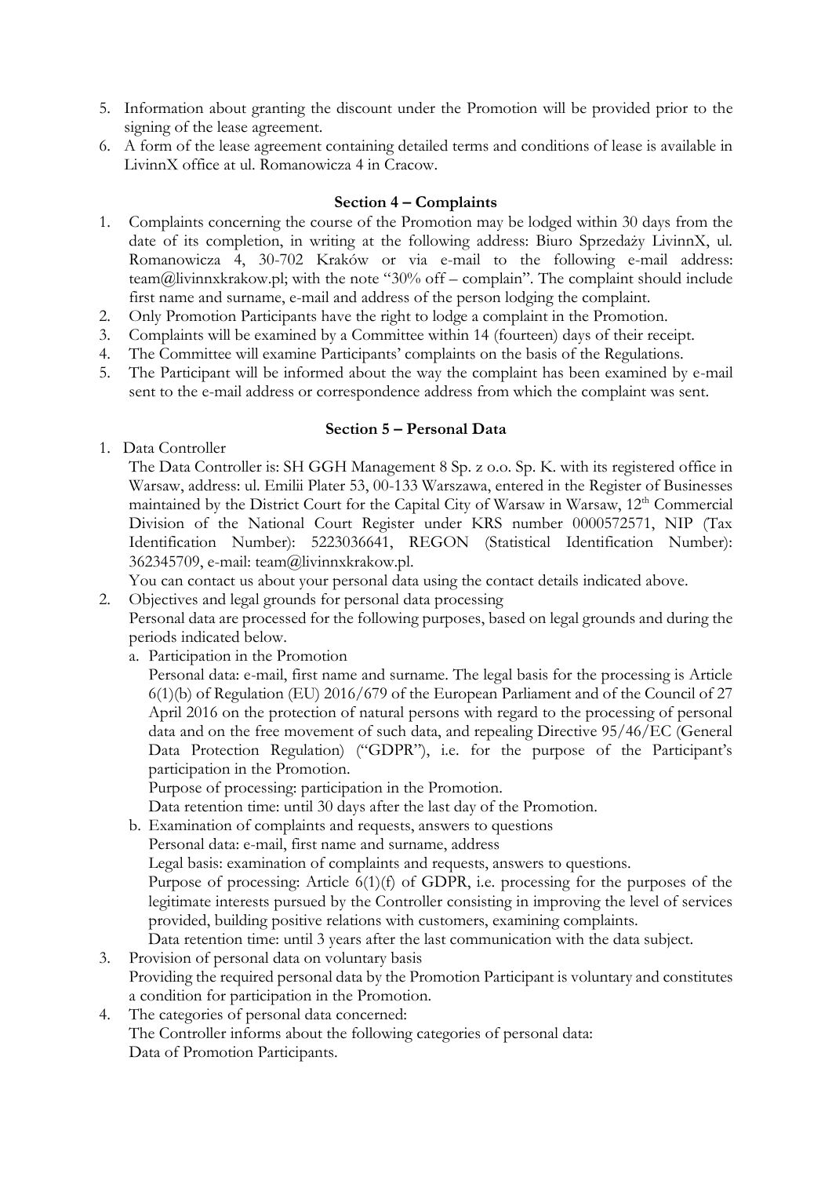5. Information about granting the discount under the Promotion will be provided prior to the signing of the lease agreement.
6. A form of the lease agreement containing detailed terms and conditions of lease is available in LivinnX office at ul. Romanowicza 4 in Cracow.

**Section 4 – Complaints**

1. Complaints concerning the course of the Promotion may be lodged within 30 days from the date of its completion, in writing at the following address: Biuro Sprzedaży LivinnX, ul. Romanowicza 4, 30-702 Kraków or via e-mail to the following e-mail address: team@livinnxkrakow.pl; with the note "30% off – complain". The complaint should include first name and surname, e-mail and address of the person lodging the complaint.
2. Only Promotion Participants have the right to lodge a complaint in the Promotion.
3. Complaints will be examined by a Committee within 14 (fourteen) days of their receipt.
4. The Committee will examine Participants' complaints on the basis of the Regulations.
5. The Participant will be informed about the way the complaint has been examined by e-mail sent to the e-mail address or correspondence address from which the complaint was sent.

**Section 5 – Personal Data**

1. Data Controller
   The Data Controller is: SH GGH Management 8 Sp. z o.o. Sp. K. with its registered office in Warsaw, address: ul. Emilii Plater 53, 00-133 Warszawa, entered in the Register of Businesses maintained by the District Court for the Capital City of Warsaw in Warsaw, 12th Commercial Division of the National Court Register under KRS number 0000572571, NIP (Tax Identification Number): 5223036641, REGON (Statistical Identification Number): 362345709, e-mail: team@livinnxkrakow.pl.
   You can contact us about your personal data using the contact details indicated above.
2. Objectives and legal grounds for personal data processing
   Personal data are processed for the following purposes, based on legal grounds and during the periods indicated below.
   a. Participation in the Promotion
      Personal data: e-mail, first name and surname. The legal basis for the processing is Article 6(1)(b) of Regulation (EU) 2016/679 of the European Parliament and of the Council of 27 April 2016 on the protection of natural persons with regard to the processing of personal data and on the free movement of such data, and repealing Directive 95/46/EC (General Data Protection Regulation) ("GDPR"), i.e. for the purpose of the Participant's participation in the Promotion.
      Purpose of processing: participation in the Promotion.
      Data retention time: until 30 days after the last day of the Promotion.
   b. Examination of complaints and requests, answers to questions
      Personal data: e-mail, first name and surname, address
      Legal basis: examination of complaints and requests, answers to questions.
      Purpose of processing: Article 6(1)(f) of GDPR, i.e. processing for the purposes of the legitimate interests pursued by the Controller consisting in improving the level of services provided, building positive relations with customers, examining complaints.
      Data retention time: until 3 years after the last communication with the data subject.
3. Provision of personal data on voluntary basis
   Providing the required personal data by the Promotion Participant is voluntary and constitutes a condition for participation in the Promotion.
4. The categories of personal data concerned:
   The Controller informs about the following categories of personal data:
   Data of Promotion Participants.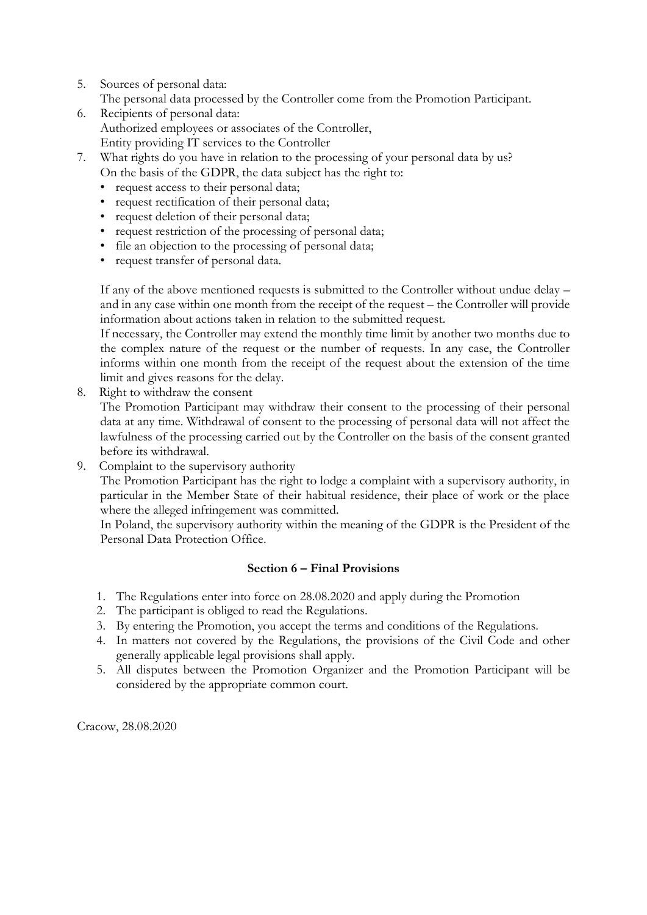5. Sources of personal data:
   The personal data processed by the Controller come from the Promotion Participant.
6. Recipients of personal data:
   Authorized employees or associates of the Controller,
   Entity providing IT services to the Controller
7. What rights do you have in relation to the processing of your personal data by us?
   On the basis of the GDPR, the data subject has the right to:
   - request access to their personal data;
   - request rectification of their personal data;
   - request deletion of their personal data;
   - request restriction of the processing of personal data;
   - file an objection to the processing of personal data;
   - request transfer of personal data.

   If any of the above mentioned requests is submitted to the Controller without undue delay – and in any case within one month from the receipt of the request – the Controller will provide information about actions taken in relation to the submitted request.
   If necessary, the Controller may extend the monthly time limit by another two months due to the complex nature of the request or the number of requests. In any case, the Controller informs within one month from the receipt of the request about the extension of the time limit and gives reasons for the delay.
8. Right to withdraw the consent
   The Promotion Participant may withdraw their consent to the processing of their personal data at any time. Withdrawal of consent to the processing of personal data will not affect the lawfulness of the processing carried out by the Controller on the basis of the consent granted before its withdrawal.
9. Complaint to the supervisory authority
   The Promotion Participant has the right to lodge a complaint with a supervisory authority, in particular in the Member State of their habitual residence, their place of work or the place where the alleged infringement was committed.
   In Poland, the supervisory authority within the meaning of the GDPR is the President of the Personal Data Protection Office.

**Section 6 – Final Provisions**

1. The Regulations enter into force on 28.08.2020 and apply during the Promotion
2. The participant is obliged to read the Regulations.
3. By entering the Promotion, you accept the terms and conditions of the Regulations.
4. In matters not covered by the Regulations, the provisions of the Civil Code and other generally applicable legal provisions shall apply.
5. All disputes between the Promotion Organizer and the Promotion Participant will be considered by the appropriate common court.

Cracow, 28.08.2020